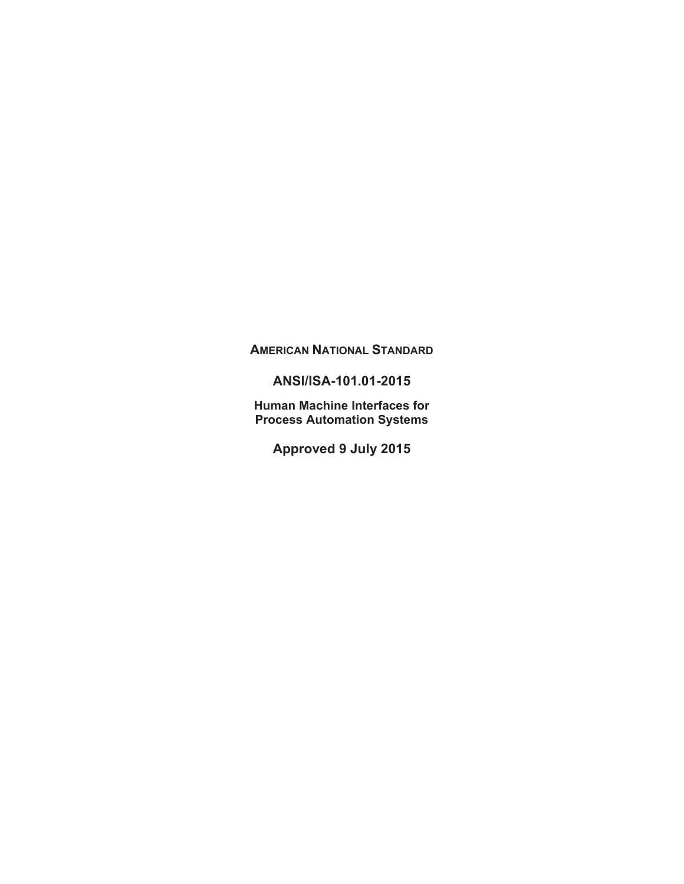**AMERICAN NATIONAL STANDARD**

# ANSI/ISA-101.01-2015

**Human Machine Interfaces for Process Automation Systems**

## Approved 9 July 2015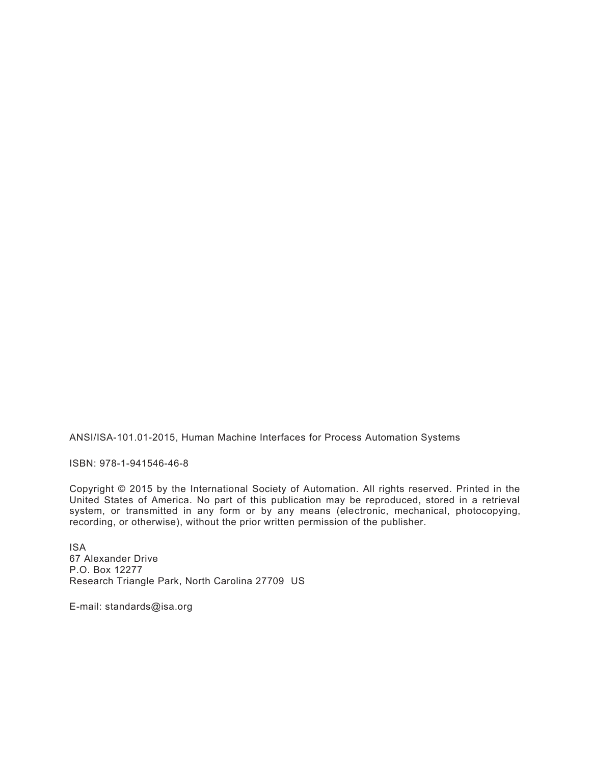ANSI/ISA-101.01-2015, Human Machine Interfaces for Process Automation Systems

ISBN: 978-1-941546-46-8

Copyright © 2015 by the International Society of Automation. All rights reserved. Printed in the United States of America. No part of this publication may be reproduced, stored in a retrieval system, or transmitted in any form or by any means (electronic, mechanical, photocopying, recording, or otherwise), without the prior written permission of the publisher.

ISA
67 Alexander Drive
P.O. Box 12277
Research Triangle Park, North Carolina 27709 US

E-mail: standards@isa.org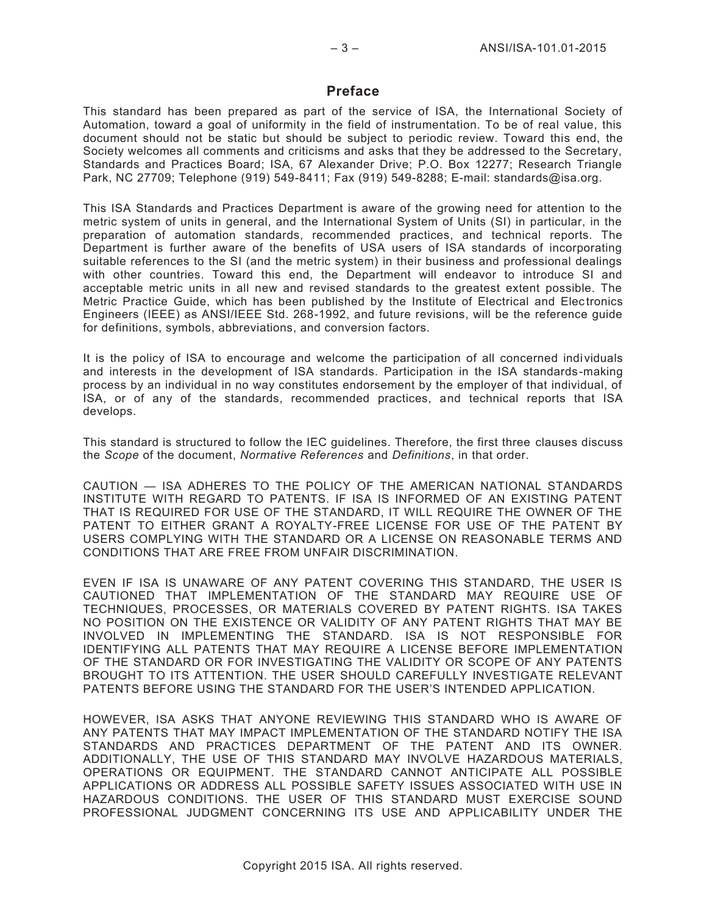## Preface

This standard has been prepared as part of the service of ISA, the International Society of Automation, toward a goal of uniformity in the field of instrumentation. To be of real value, this document should not be static but should be subject to periodic review. Toward this end, the Society welcomes all comments and criticisms and asks that they be addressed to the Secretary, Standards and Practices Board; ISA, 67 Alexander Drive; P.O. Box 12277; Research Triangle Park, NC 27709; Telephone (919) 549-8411; Fax (919) 549-8288; E-mail: standards@isa.org.

This ISA Standards and Practices Department is aware of the growing need for attention to the metric system of units in general, and the International System of Units (SI) in particular, in the preparation of automation standards, recommended practices, and technical reports. The Department is further aware of the benefits of USA users of ISA standards of incorporating suitable references to the SI (and the metric system) in their business and professional dealings with other countries. Toward this end, the Department will endeavor to introduce SI and acceptable metric units in all new and revised standards to the greatest extent possible. The Metric Practice Guide, which has been published by the Institute of Electrical and Electronics Engineers (IEEE) as ANSI/IEEE Std. 268-1992, and future revisions, will be the reference guide for definitions, symbols, abbreviations, and conversion factors.

It is the policy of ISA to encourage and welcome the participation of all concerned individuals and interests in the development of ISA standards. Participation in the ISA standards-making process by an individual in no way constitutes endorsement by the employer of that individual, of ISA, or of any of the standards, recommended practices, and technical reports that ISA develops.

This standard is structured to follow the IEC guidelines. Therefore, the first three clauses discuss the *Scope* of the document, *Normative References* and *Definitions*, in that order.

CAUTION — ISA ADHERES TO THE POLICY OF THE AMERICAN NATIONAL STANDARDS INSTITUTE WITH REGARD TO PATENTS. IF ISA IS INFORMED OF AN EXISTING PATENT THAT IS REQUIRED FOR USE OF THE STANDARD, IT WILL REQUIRE THE OWNER OF THE PATENT TO EITHER GRANT A ROYALTY-FREE LICENSE FOR USE OF THE PATENT BY USERS COMPLYING WITH THE STANDARD OR A LICENSE ON REASONABLE TERMS AND CONDITIONS THAT ARE FREE FROM UNFAIR DISCRIMINATION.

EVEN IF ISA IS UNAWARE OF ANY PATENT COVERING THIS STANDARD, THE USER IS CAUTIONED THAT IMPLEMENTATION OF THE STANDARD MAY REQUIRE USE OF TECHNIQUES, PROCESSES, OR MATERIALS COVERED BY PATENT RIGHTS. ISA TAKES NO POSITION ON THE EXISTENCE OR VALIDITY OF ANY PATENT RIGHTS THAT MAY BE INVOLVED IN IMPLEMENTING THE STANDARD. ISA IS NOT RESPONSIBLE FOR IDENTIFYING ALL PATENTS THAT MAY REQUIRE A LICENSE BEFORE IMPLEMENTATION OF THE STANDARD OR FOR INVESTIGATING THE VALIDITY OR SCOPE OF ANY PATENTS BROUGHT TO ITS ATTENTION. THE USER SHOULD CAREFULLY INVESTIGATE RELEVANT PATENTS BEFORE USING THE STANDARD FOR THE USER'S INTENDED APPLICATION.

HOWEVER, ISA ASKS THAT ANYONE REVIEWING THIS STANDARD WHO IS AWARE OF ANY PATENTS THAT MAY IMPACT IMPLEMENTATION OF THE STANDARD NOTIFY THE ISA STANDARDS AND PRACTICES DEPARTMENT OF THE PATENT AND ITS OWNER. ADDITIONALLY, THE USE OF THIS STANDARD MAY INVOLVE HAZARDOUS MATERIALS, OPERATIONS OR EQUIPMENT. THE STANDARD CANNOT ANTICIPATE ALL POSSIBLE APPLICATIONS OR ADDRESS ALL POSSIBLE SAFETY ISSUES ASSOCIATED WITH USE IN HAZARDOUS CONDITIONS. THE USER OF THIS STANDARD MUST EXERCISE SOUND PROFESSIONAL JUDGMENT CONCERNING ITS USE AND APPLICABILITY UNDER THE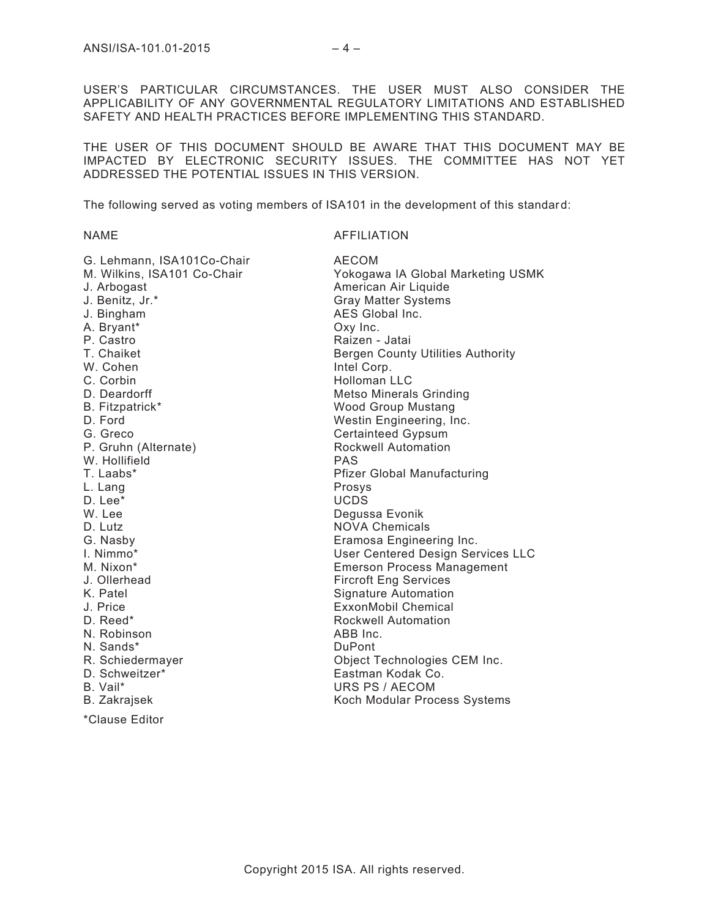USER'S PARTICULAR CIRCUMSTANCES. THE USER MUST ALSO CONSIDER THE APPLICABILITY OF ANY GOVERNMENTAL REGULATORY LIMITATIONS AND ESTABLISHED SAFETY AND HEALTH PRACTICES BEFORE IMPLEMENTING THIS STANDARD.

THE USER OF THIS DOCUMENT SHOULD BE AWARE THAT THIS DOCUMENT MAY BE IMPACTED BY ELECTRONIC SECURITY ISSUES. THE COMMITTEE HAS NOT YET ADDRESSED THE POTENTIAL ISSUES IN THIS VERSION.

The following served as voting members of ISA101 in the development of this standard:

| NAME | AFFILIATION |
|---|---|
| G. Lehmann, ISA101Co-Chair | AECOM |
| M. Wilkins, ISA101 Co-Chair | Yokogawa IA Global Marketing USMK |
| J. Arbogast | American Air Liquide |
| J. Benitz, Jr.* | Gray Matter Systems |
| J. Bingham | AES Global Inc. |
| A. Bryant* | Oxy Inc. |
| P. Castro | Raizen - Jatai |
| T. Chaiket | Bergen County Utilities Authority |
| W. Cohen | Intel Corp. |
| C. Corbin | Holloman LLC |
| D. Deardorff | Metso Minerals Grinding |
| B. Fitzpatrick* | Wood Group Mustang |
| D. Ford | Westin Engineering, Inc. |
| G. Greco | Certainteed Gypsum |
| P. Gruhn (Alternate) | Rockwell Automation |
| W. Hollifield | PAS |
| T. Laabs* | Pfizer Global Manufacturing |
| L. Lang | Prosys |
| D. Lee* | UCDS |
| W. Lee | Degussa Evonik |
| D. Lutz | NOVA Chemicals |
| G. Nasby | Eramosa Engineering Inc. |
| I. Nimmo* | User Centered Design Services LLC |
| M. Nixon* | Emerson Process Management |
| J. Ollerhead | Fircroft Eng Services |
| K. Patel | Signature Automation |
| J. Price | ExxonMobil Chemical |
| D. Reed* | Rockwell Automation |
| N. Robinson | ABB Inc. |
| N. Sands* | DuPont |
| R. Schiedermayer | Object Technologies CEM Inc. |
| D. Schweitzer* | Eastman Kodak Co. |
| B. Vail* | URS PS / AECOM |
| B. Zakrajsek | Koch Modular Process Systems |

*Clause Editor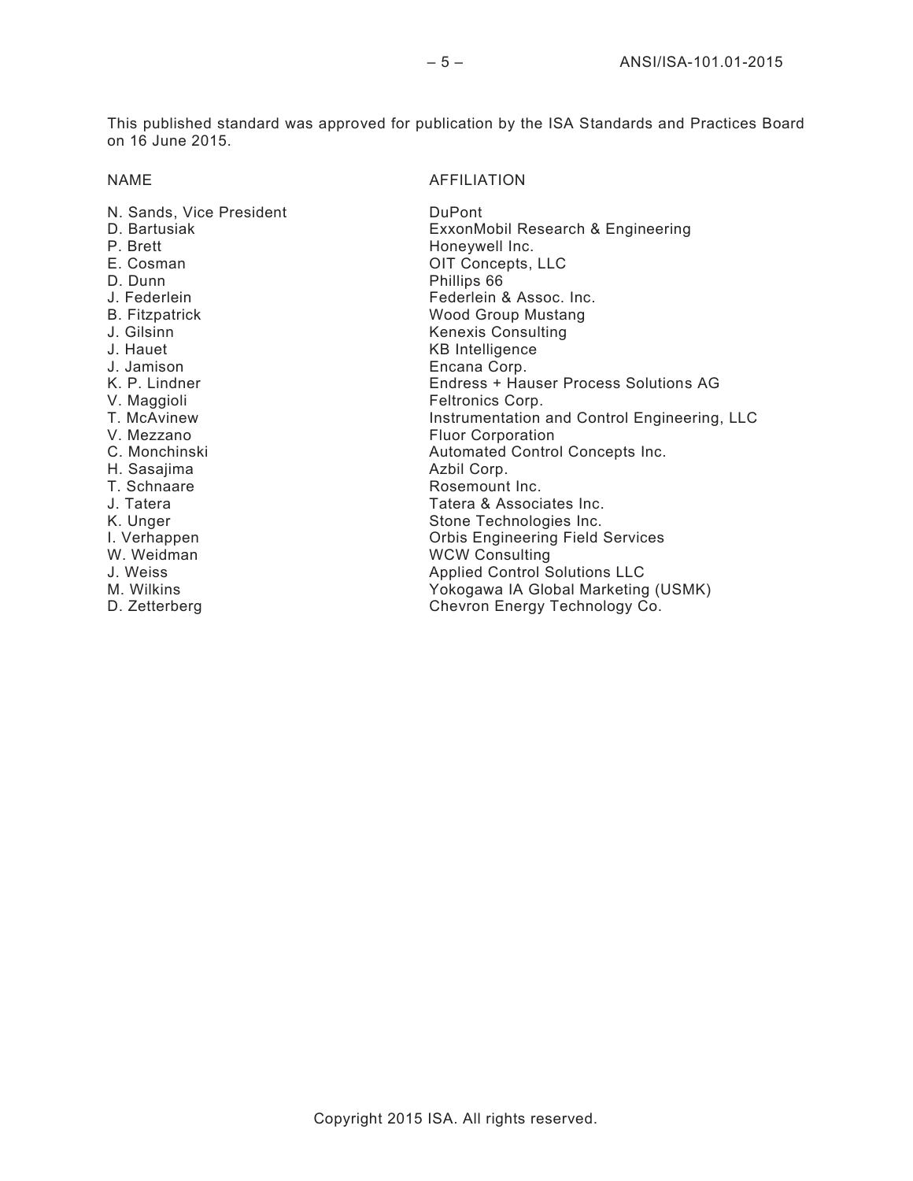This published standard was approved for publication by the ISA Standards and Practices Board on 16 June 2015.

| NAME | AFFILIATION |
| --- | --- |
| N. Sands, Vice President | DuPont |
| D. Bartusiak | ExxonMobil Research & Engineering |
| P. Brett | Honeywell Inc. |
| E. Cosman | OIT Concepts, LLC |
| D. Dunn | Phillips 66 |
| J. Federlein | Federlein & Assoc. Inc. |
| B. Fitzpatrick | Wood Group Mustang |
| J. Gilsinn | Kenexis Consulting |
| J. Hauet | KB Intelligence |
| J. Jamison | Encana Corp. |
| K. P. Lindner | Endress + Hauser Process Solutions AG |
| V. Maggioli | Feltronics Corp. |
| T. McAvinew | Instrumentation and Control Engineering, LLC |
| V. Mezzano | Fluor Corporation |
| C. Monchinski | Automated Control Concepts Inc. |
| H. Sasajima | Azbil Corp. |
| T. Schnaare | Rosemount Inc. |
| J. Tatera | Tatera & Associates Inc. |
| K. Unger | Stone Technologies Inc. |
| I. Verhappen | Orbis Engineering Field Services |
| W. Weidman | WCW Consulting |
| J. Weiss | Applied Control Solutions LLC |
| M. Wilkins | Yokogawa IA Global Marketing (USMK) |
| D. Zetterberg | Chevron Energy Technology Co. |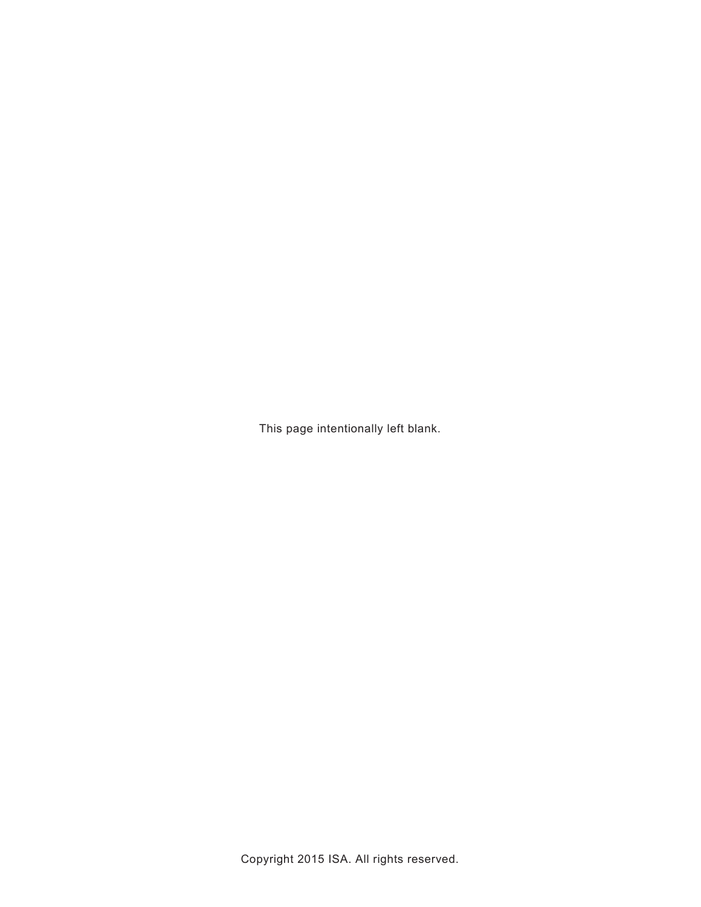This page intentionally left blank.

Copyright 2015 ISA. All rights reserved.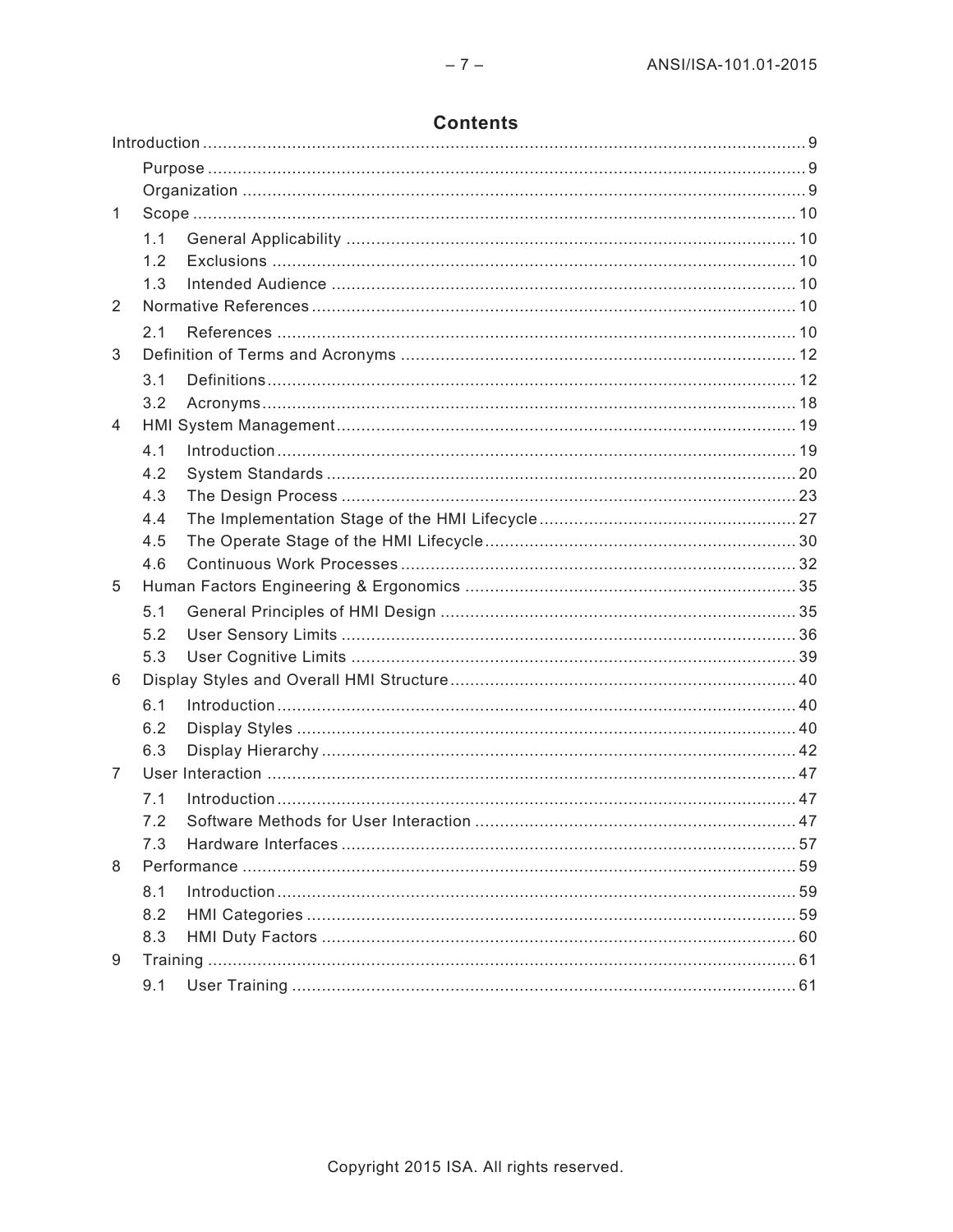# Contents

Introduction .......... 9

- Purpose .......... 9
- Organization .......... 9

1 Scope .......... 10

- 1.1 General Applicability .......... 10
- 1.2 Exclusions .......... 10
- 1.3 Intended Audience .......... 10

2 Normative References .......... 10

- 2.1 References .......... 10

3 Definition of Terms and Acronyms .......... 12

- 3.1 Definitions .......... 12
- 3.2 Acronyms .......... 18

4 HMI System Management .......... 19

- 4.1 Introduction .......... 19
- 4.2 System Standards .......... 20
- 4.3 The Design Process .......... 23
- 4.4 The Implementation Stage of the HMI Lifecycle .......... 27
- 4.5 The Operate Stage of the HMI Lifecycle .......... 30
- 4.6 Continuous Work Processes .......... 32

5 Human Factors Engineering & Ergonomics .......... 35

- 5.1 General Principles of HMI Design .......... 35
- 5.2 User Sensory Limits .......... 36
- 5.3 User Cognitive Limits .......... 39

6 Display Styles and Overall HMI Structure .......... 40

- 6.1 Introduction .......... 40
- 6.2 Display Styles .......... 40
- 6.3 Display Hierarchy .......... 42

7 User Interaction .......... 47

- 7.1 Introduction .......... 47
- 7.2 Software Methods for User Interaction .......... 47
- 7.3 Hardware Interfaces .......... 57

8 Performance .......... 59

- 8.1 Introduction .......... 59
- 8.2 HMI Categories .......... 59
- 8.3 HMI Duty Factors .......... 60

9 Training .......... 61

- 9.1 User Training .......... 61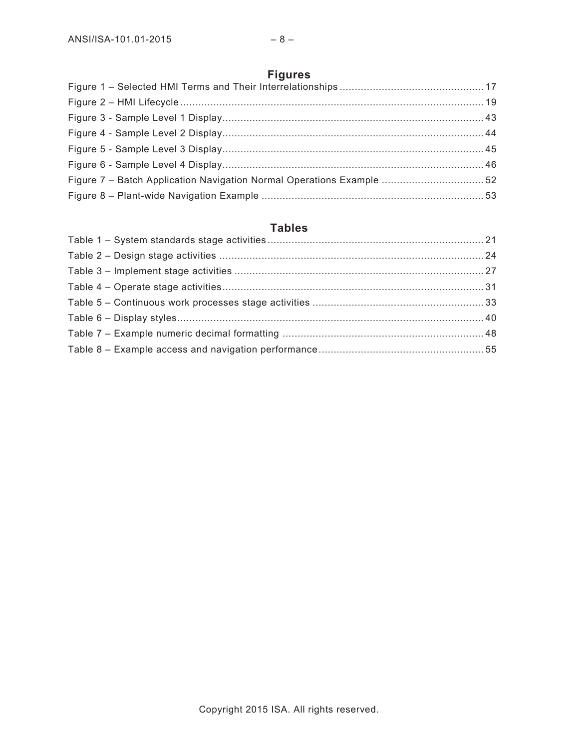## Figures

Figure 1 – Selected HMI Terms and Their Interrelationships ................................................ 17
Figure 2 – HMI Lifecycle ..................................................................................................... 19
Figure 3 - Sample Level 1 Display....................................................................................... 43
Figure 4 - Sample Level 2 Display....................................................................................... 44
Figure 5 - Sample Level 3 Display....................................................................................... 45
Figure 6 - Sample Level 4 Display....................................................................................... 46
Figure 7 – Batch Application Navigation Normal Operations Example .................................. 52
Figure 8 – Plant-wide Navigation Example .......................................................................... 53

## Tables

Table 1 – System standards stage activities ........................................................................ 21
Table 2 – Design stage activities ........................................................................................ 24
Table 3 – Implement stage activities ................................................................................... 27
Table 4 – Operate stage activities....................................................................................... 31
Table 5 – Continuous work processes stage activities ......................................................... 33
Table 6 – Display styles...................................................................................................... 40
Table 7 – Example numeric decimal formatting ................................................................... 48
Table 8 – Example access and navigation performance....................................................... 55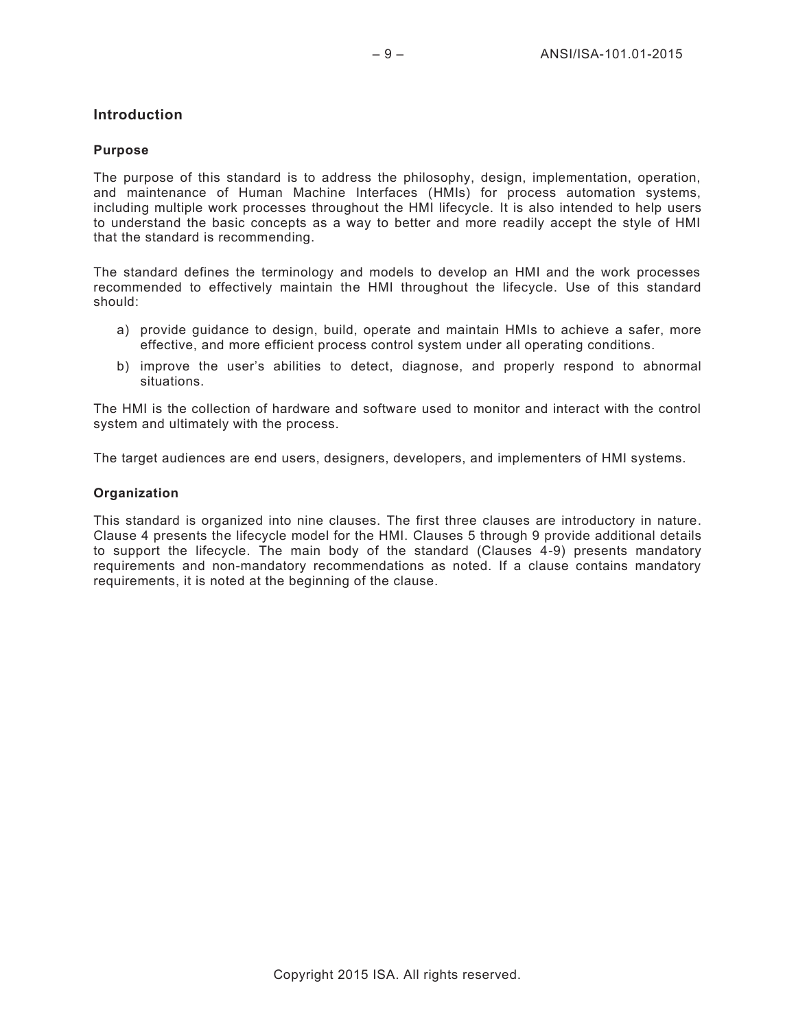# Introduction

## Purpose

The purpose of this standard is to address the philosophy, design, implementation, operation, and maintenance of Human Machine Interfaces (HMIs) for process automation systems, including multiple work processes throughout the HMI lifecycle. It is also intended to help users to understand the basic concepts as a way to better and more readily accept the style of HMI that the standard is recommending.

The standard defines the terminology and models to develop an HMI and the work processes recommended to effectively maintain the HMI throughout the lifecycle. Use of this standard should:

a) provide guidance to design, build, operate and maintain HMIs to achieve a safer, more effective, and more efficient process control system under all operating conditions.

b) improve the user's abilities to detect, diagnose, and properly respond to abnormal situations.

The HMI is the collection of hardware and software used to monitor and interact with the control system and ultimately with the process.

The target audiences are end users, designers, developers, and implementers of HMI systems.

## Organization

This standard is organized into nine clauses. The first three clauses are introductory in nature. Clause 4 presents the lifecycle model for the HMI. Clauses 5 through 9 provide additional details to support the lifecycle. The main body of the standard (Clauses 4-9) presents mandatory requirements and non-mandatory recommendations as noted. If a clause contains mandatory requirements, it is noted at the beginning of the clause.